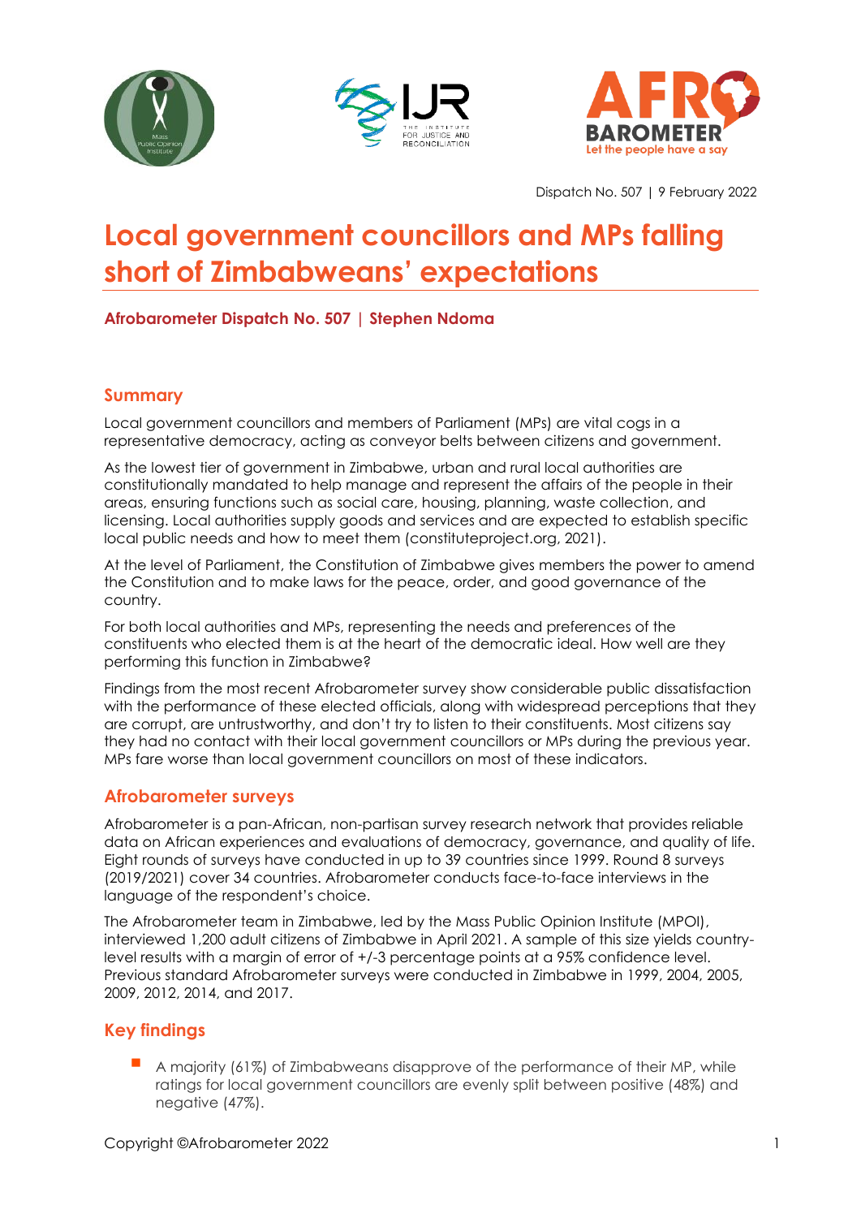Dispatch No. 507 | 9 February 2022

# Local government councillors and MPs falling short of Zimbabweans' expectations

**Afrobarometer Dispatch No. 507 | Stephen Ndoma**

## Summary

Local government councillors and members of Parliament (MPs) are vital cogs in a representative democracy, acting as conveyor belts between citizens and government.

As the lowest tier of government in Zimbabwe, urban and rural local authorities are constitutionally mandated to help manage and represent the affairs of the people in their areas, ensuring functions such as social care, housing, planning, waste collection, and licensing. Local authorities supply goods and services and are expected to establish specific local public needs and how to meet them (constituteproject.org, 2021).

At the level of Parliament, the Constitution of Zimbabwe gives members the power to amend the Constitution and to make laws for the peace, order, and good governance of the country.

For both local authorities and MPs, representing the needs and preferences of the constituents who elected them is at the heart of the democratic ideal. How well are they performing this function in Zimbabwe?

Findings from the most recent Afrobarometer survey show considerable public dissatisfaction with the performance of these elected officials, along with widespread perceptions that they are corrupt, are untrustworthy, and don't try to listen to their constituents. Most citizens say they had no contact with their local government councillors or MPs during the previous year. MPs fare worse than local government councillors on most of these indicators.

## Afrobarometer surveys

Afrobarometer is a pan-African, non-partisan survey research network that provides reliable data on African experiences and evaluations of democracy, governance, and quality of life. Eight rounds of surveys have conducted in up to 39 countries since 1999. Round 8 surveys (2019/2021) cover 34 countries. Afrobarometer conducts face-to-face interviews in the language of the respondent's choice.

The Afrobarometer team in Zimbabwe, led by the Mass Public Opinion Institute (MPOI), interviewed 1,200 adult citizens of Zimbabwe in April 2021. A sample of this size yields country-level results with a margin of error of +/-3 percentage points at a 95% confidence level. Previous standard Afrobarometer surveys were conducted in Zimbabwe in 1999, 2004, 2005, 2009, 2012, 2014, and 2017.

## Key findings

- A majority (61%) of Zimbabweans disapprove of the performance of their MP, while ratings for local government councillors are evenly split between positive (48%) and negative (47%).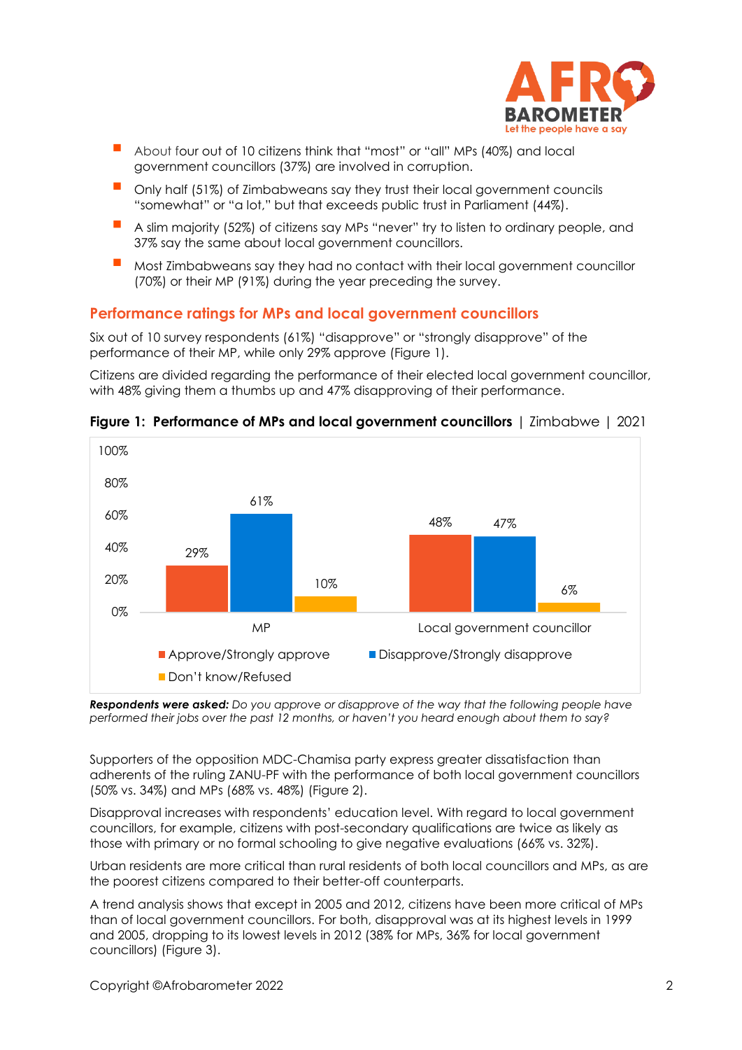- About four out of 10 citizens think that "most" or "all" MPs (40%) and local government councillors (37%) are involved in corruption.
- Only half (51%) of Zimbabweans say they trust their local government councils "somewhat" or "a lot," but that exceeds public trust in Parliament (44%).
- A slim majority (52%) of citizens say MPs "never" try to listen to ordinary people, and 37% say the same about local government councillors.
- Most Zimbabweans say they had no contact with their local government councillor (70%) or their MP (91%) during the year preceding the survey.

## Performance ratings for MPs and local government councillors

Six out of 10 survey respondents (61%) "disapprove" or "strongly disapprove" of the performance of their MP, while only 29% approve (Figure 1).

Citizens are divided regarding the performance of their elected local government councillor, with 48% giving them a thumbs up and 47% disapproving of their performance.

**Figure 1: Performance of MPs and local government councillors** | Zimbabwe | 2021

| | Approve/Strongly approve | Disapprove/Strongly disapprove | Don't know/Refused |
|---|---|---|---|
| MP | 29% | 61% | 10% |
| Local government councillor | 48% | 47% | 6% |

***Respondents were asked:*** *Do you approve or disapprove of the way that the following people have performed their jobs over the past 12 months, or haven't you heard enough about them to say?*

Supporters of the opposition MDC-Chamisa party express greater dissatisfaction than adherents of the ruling ZANU-PF with the performance of both local government councillors (50% vs. 34%) and MPs (68% vs. 48%) (Figure 2).

Disapproval increases with respondents' education level. With regard to local government councillors, for example, citizens with post-secondary qualifications are twice as likely as those with primary or no formal schooling to give negative evaluations (66% vs. 32%).

Urban residents are more critical than rural residents of both local councillors and MPs, as are the poorest citizens compared to their better-off counterparts.

A trend analysis shows that except in 2005 and 2012, citizens have been more critical of MPs than of local government councillors. For both, disapproval was at its highest levels in 1999 and 2005, dropping to its lowest levels in 2012 (38% for MPs, 36% for local government councillors) (Figure 3).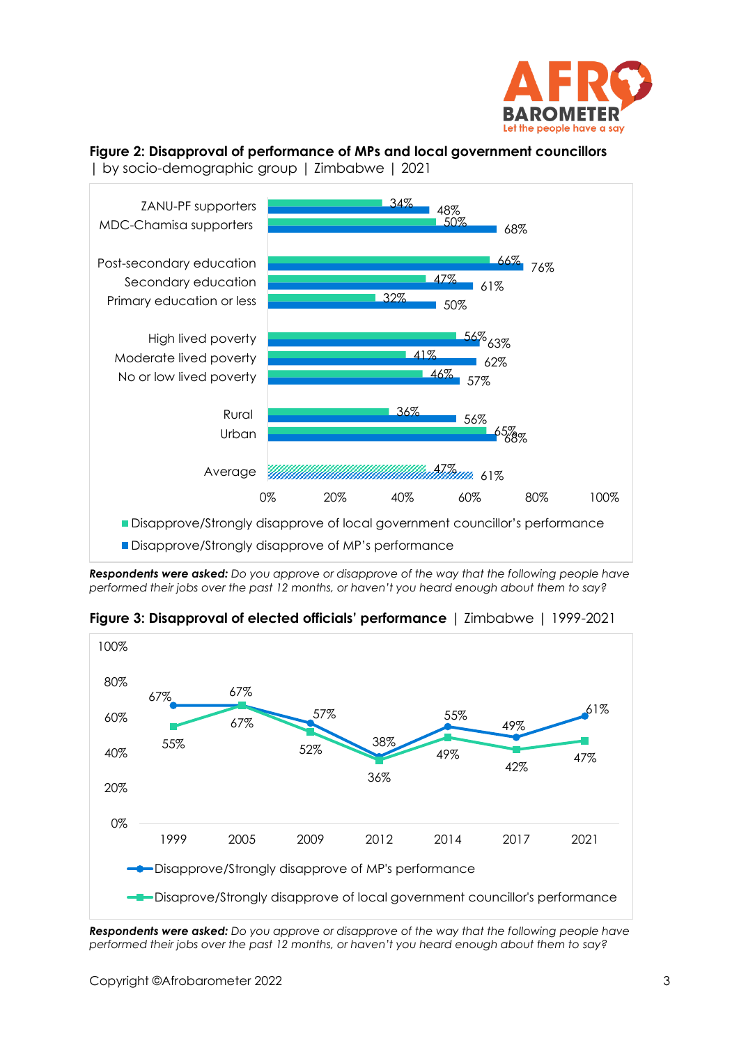**Figure 2: Disapproval of performance of MPs and local government councillors** | by socio-demographic group | Zimbabwe | 2021

| Group | Disapprove/Strongly disapprove of local government councillor's performance | Disapprove/Strongly disapprove of MP's performance |
|---|---|---|
| ZANU-PF supporters | 34% | 48% |
| MDC-Chamisa supporters | 50% | 68% |
| Post-secondary education | 66% | 76% |
| Secondary education | 47% | 61% |
| Primary education or less | 32% | 50% |
| High lived poverty | 56% | 63% |
| Moderate lived poverty | 41% | 62% |
| No or low lived poverty | 46% | 57% |
| Rural | 36% | 56% |
| Urban | 65% | 68% |
| Average | 47% | 61% |

***Respondents were asked:*** *Do you approve or disapprove of the way that the following people have performed their jobs over the past 12 months, or haven't you heard enough about them to say?*

**Figure 3: Disapproval of elected officials' performance** | Zimbabwe | 1999-2021

| | 1999 | 2005 | 2009 | 2012 | 2014 | 2017 | 2021 |
|---|---|---|---|---|---|---|---|
| Disapprove/Strongly disapprove of MP's performance | 67% | 67% | 57% | 38% | 55% | 49% | 61% |
| Disaprove/Strongly disapprove of local government councillor's performance | 55% | 67% | 52% | 36% | 49% | 42% | 47% |

***Respondents were asked:*** *Do you approve or disapprove of the way that the following people have performed their jobs over the past 12 months, or haven't you heard enough about them to say?*

Copyright ©Afrobarometer 2022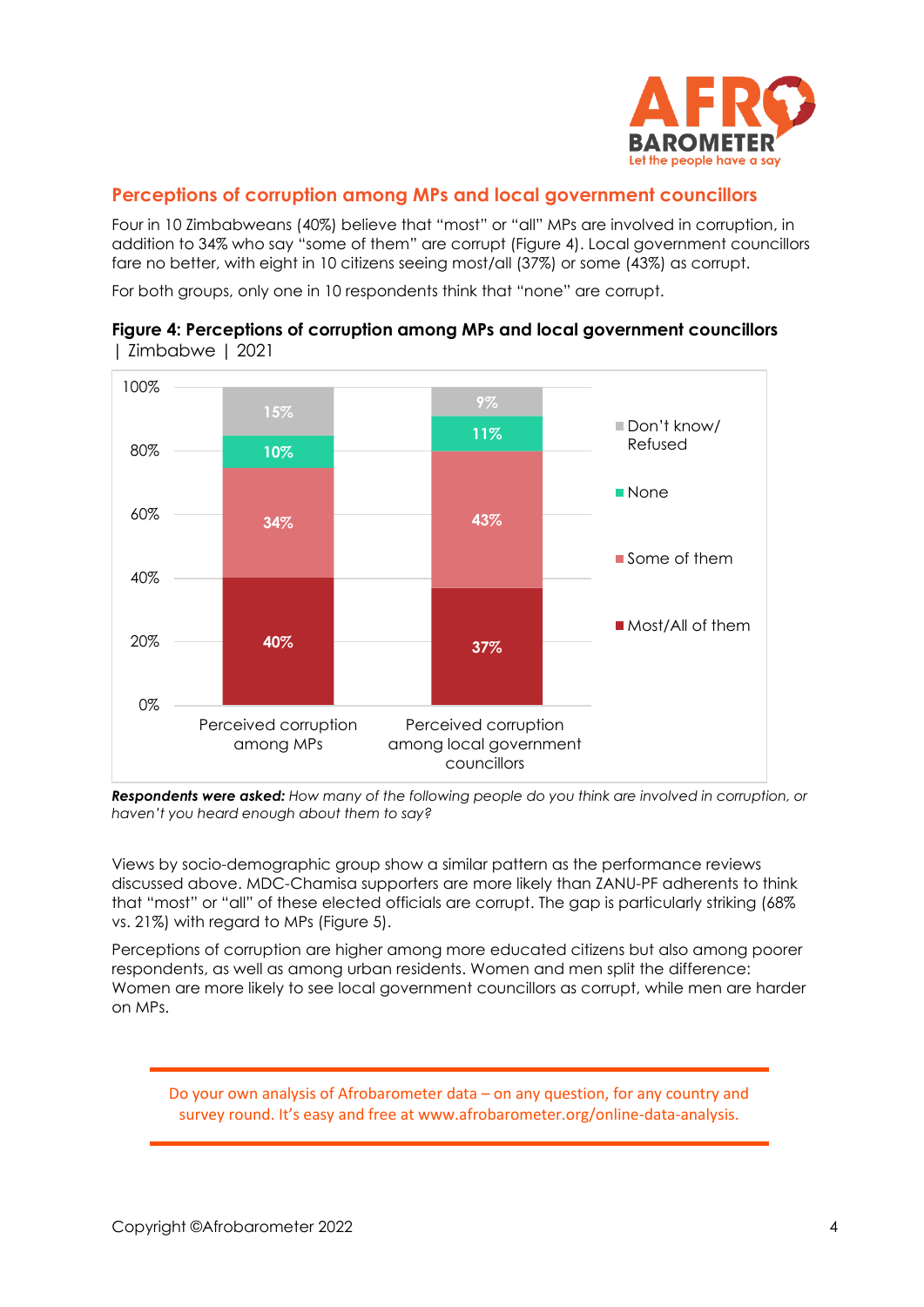## Perceptions of corruption among MPs and local government councillors

Four in 10 Zimbabweans (40%) believe that "most" or "all" MPs are involved in corruption, in addition to 34% who say "some of them" are corrupt (Figure 4). Local government councillors fare no better, with eight in 10 citizens seeing most/all (37%) or some (43%) as corrupt.

For both groups, only one in 10 respondents think that "none" are corrupt.

**Figure 4: Perceptions of corruption among MPs and local government councillors** | Zimbabwe | 2021

| | Perceived corruption among MPs | Perceived corruption among local government councillors |
|---|---|---|
| Most/All of them | 40% | 37% |
| Some of them | 34% | 43% |
| None | 10% | 11% |
| Don't know/ Refused | 15% | 9% |

***Respondents were asked:*** *How many of the following people do you think are involved in corruption, or haven't you heard enough about them to say?*

Views by socio-demographic group show a similar pattern as the performance reviews discussed above. MDC-Chamisa supporters are more likely than ZANU-PF adherents to think that "most" or "all" of these elected officials are corrupt. The gap is particularly striking (68% vs. 21%) with regard to MPs (Figure 5).

Perceptions of corruption are higher among more educated citizens but also among poorer respondents, as well as among urban residents. Women and men split the difference: Women are more likely to see local government councillors as corrupt, while men are harder on MPs.

Do your own analysis of Afrobarometer data – on any question, for any country and survey round. It's easy and free at www.afrobarometer.org/online-data-analysis.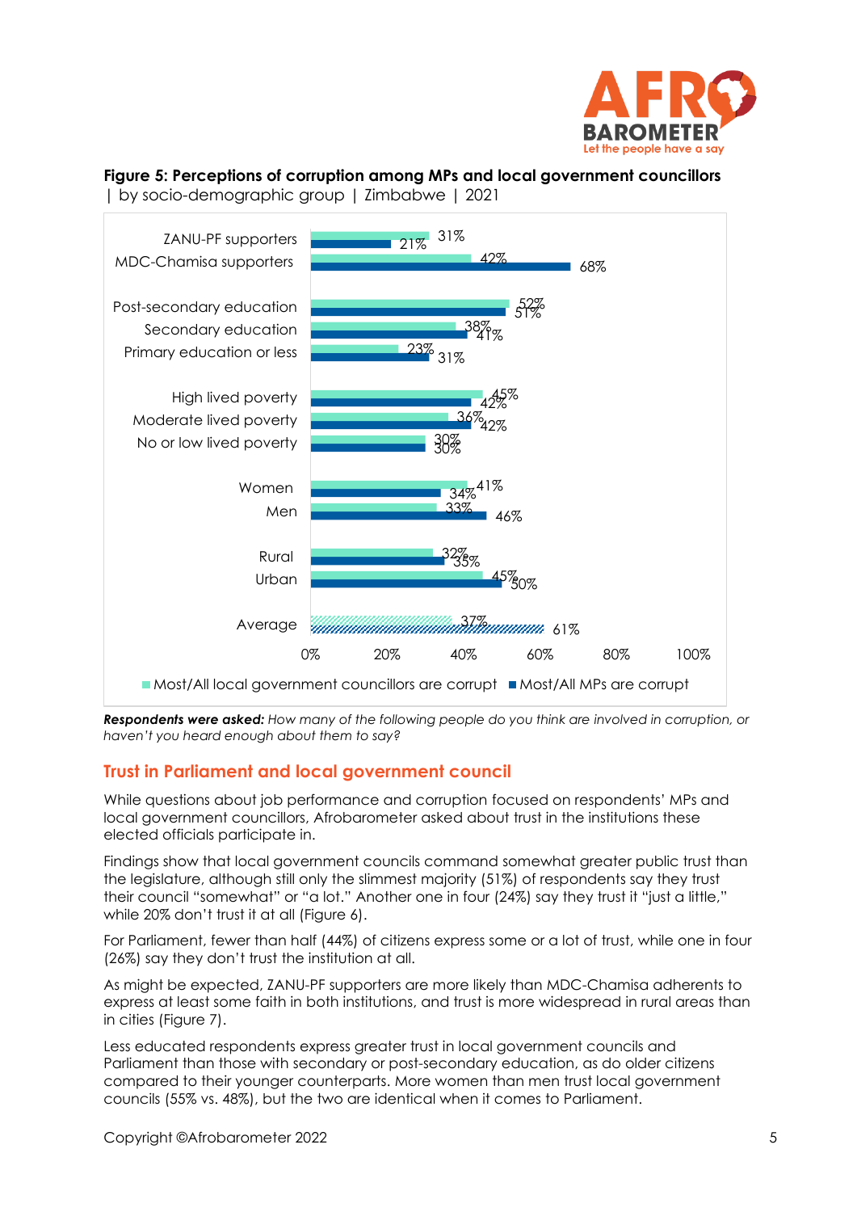**Figure 5: Perceptions of corruption among MPs and local government councillors** | by socio-demographic group | Zimbabwe | 2021

| | Most/All local government councillors are corrupt | Most/All MPs are corrupt |
|---|---|---|
| ZANU-PF supporters | 31% | 21% |
| MDC-Chamisa supporters | 42% | 68% |
| Post-secondary education | 52% | 51% |
| Secondary education | 38% | 41% |
| Primary education or less | 23% | 31% |
| High lived poverty | 45% | 42% |
| Moderate lived poverty | 36% | 42% |
| No or low lived poverty | 30% | 30% |
| Women | 41% | 34% |
| Men | 33% | 46% |
| Rural | 32% | 35% |
| Urban | 45% | 50% |
| Average | 37% | 61% |

***Respondents were asked:*** *How many of the following people do you think are involved in corruption, or haven't you heard enough about them to say?*

## Trust in Parliament and local government council

While questions about job performance and corruption focused on respondents' MPs and local government councillors, Afrobarometer asked about trust in the institutions these elected officials participate in.

Findings show that local government councils command somewhat greater public trust than the legislature, although still only the slimmest majority (51%) of respondents say they trust their council "somewhat" or "a lot." Another one in four (24%) say they trust it "just a little," while 20% don't trust it at all (Figure 6).

For Parliament, fewer than half (44%) of citizens express some or a lot of trust, while one in four (26%) say they don't trust the institution at all.

As might be expected, ZANU-PF supporters are more likely than MDC-Chamisa adherents to express at least some faith in both institutions, and trust is more widespread in rural areas than in cities (Figure 7).

Less educated respondents express greater trust in local government councils and Parliament than those with secondary or post-secondary education, as do older citizens compared to their younger counterparts. More women than men trust local government councils (55% vs. 48%), but the two are identical when it comes to Parliament.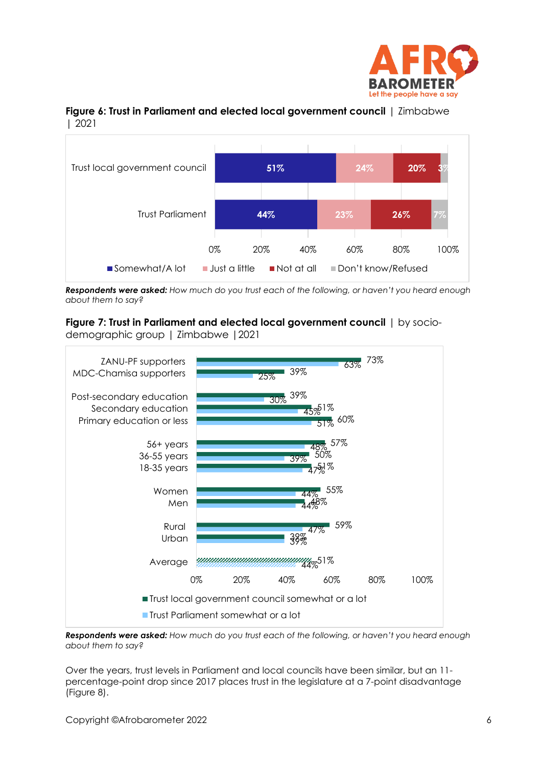**Figure 6: Trust in Parliament and elected local government council** | Zimbabwe | 2021

| | Somewhat/A lot | Just a little | Not at all | Don't know/Refused |
|---|---|---|---|---|
| Trust local government council | 51% | 24% | 20% | 3% |
| Trust Parliament | 44% | 23% | 26% | 7% |

***Respondents were asked:*** *How much do you trust each of the following, or haven't you heard enough about them to say?*

**Figure 7: Trust in Parliament and elected local government council** | by socio-demographic group | Zimbabwe | 2021

| | Trust local government council somewhat or a lot | Trust Parliament somewhat or a lot |
|---|---|---|
| ZANU-PF supporters | 73% | 63% |
| MDC-Chamisa supporters | 39% | 25% |
| Post-secondary education | 39% | 30% |
| Secondary education | 51% | 45% |
| Primary education or less | 60% | 51% |
| 56+ years | 57% | 48% |
| 36-55 years | 50% | 39% |
| 18-35 years | 51% | 47% |
| Women | 55% | 44% |
| Men | 48% | 44% |
| Rural | 59% | 47% |
| Urban | 39% | 39% |
| Average | 51% | 44% |

***Respondents were asked:*** *How much do you trust each of the following, or haven't you heard enough about them to say?*

Over the years, trust levels in Parliament and local councils have been similar, but an 11-percentage-point drop since 2017 places trust in the legislature at a 7-point disadvantage (Figure 8).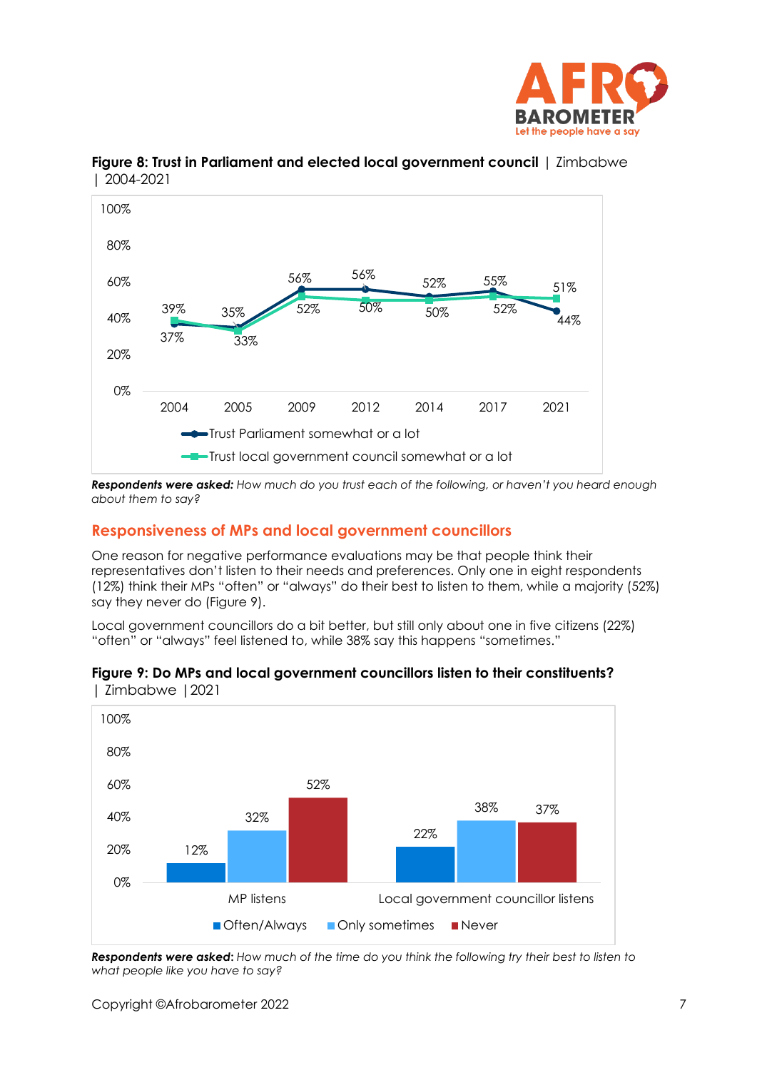**Figure 8: Trust in Parliament and elected local government council** | Zimbabwe | 2004-2021

| | 2004 | 2005 | 2009 | 2012 | 2014 | 2017 | 2021 |
|---|---|---|---|---|---|---|---|
| Trust Parliament somewhat or a lot | 37% | 35% | 56% | 56% | 52% | 55% | 44% |
| Trust local government council somewhat or a lot | 39% | 33% | 52% | 50% | 50% | 52% | 51% |

***Respondents were asked:** How much do you trust each of the following, or haven't you heard enough about them to say?*

## Responsiveness of MPs and local government councillors

One reason for negative performance evaluations may be that people think their representatives don't listen to their needs and preferences. Only one in eight respondents (12%) think their MPs "often" or "always" do their best to listen to them, while a majority (52%) say they never do (Figure 9).

Local government councillors do a bit better, but still only about one in five citizens (22%) "often" or "always" feel listened to, while 38% say this happens "sometimes."

**Figure 9: Do MPs and local government councillors listen to their constituents?** | Zimbabwe | 2021

| | Often/Always | Only sometimes | Never |
|---|---|---|---|
| MP listens | 12% | 32% | 52% |
| Local government councillor listens | 22% | 38% | 37% |

***Respondents were asked:** How much of the time do you think the following try their best to listen to what people like you have to say?*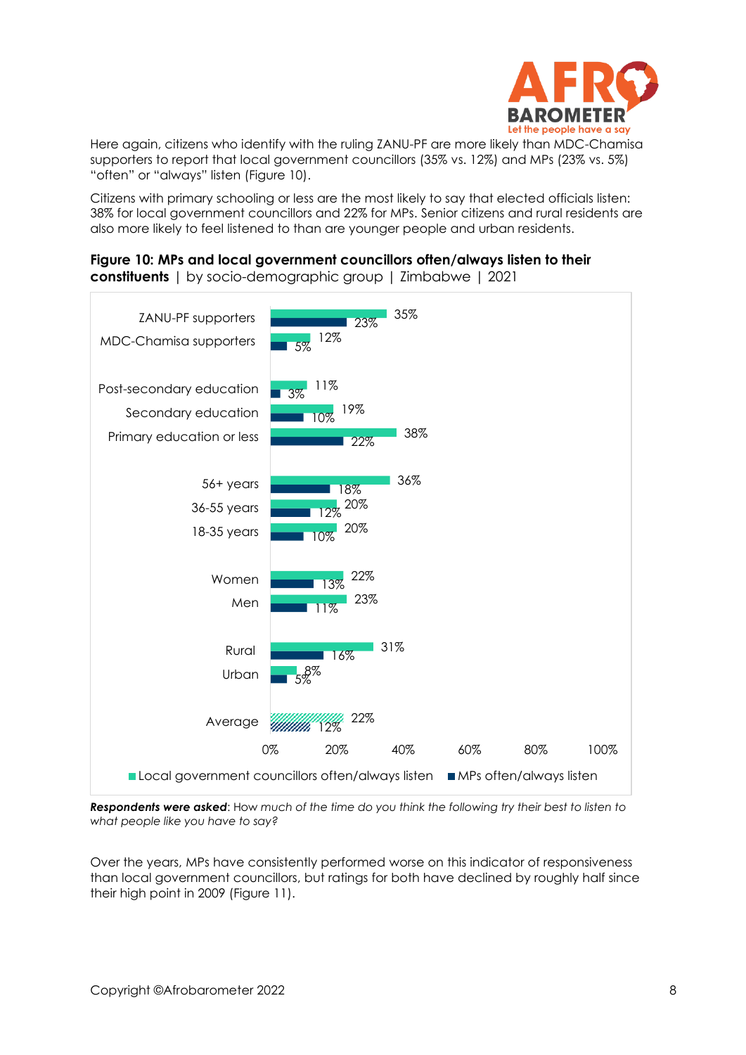Here again, citizens who identify with the ruling ZANU-PF are more likely than MDC-Chamisa supporters to report that local government councillors (35% vs. 12%) and MPs (23% vs. 5%) "often" or "always" listen (Figure 10).

Citizens with primary schooling or less are the most likely to say that elected officials listen: 38% for local government councillors and 22% for MPs. Senior citizens and rural residents are also more likely to feel listened to than are younger people and urban residents.

**Figure 10: MPs and local government councillors often/always listen to their constituents** | by socio-demographic group | Zimbabwe | 2021

| | Local government councillors often/always listen | MPs often/always listen |
|---|---|---|
| ZANU-PF supporters | 35% | 23% |
| MDC-Chamisa supporters | 12% | 5% |
| Post-secondary education | 11% | 3% |
| Secondary education | 19% | 10% |
| Primary education or less | 38% | 22% |
| 56+ years | 36% | 18% |
| 36-55 years | 20% | 12% |
| 18-35 years | 20% | 10% |
| Women | 22% | 13% |
| Men | 23% | 11% |
| Rural | 31% | 16% |
| Urban | 8% | 5% |
| Average | 22% | 12% |

***Respondents were asked***: *How much of the time do you think the following try their best to listen to what people like you have to say?*

Over the years, MPs have consistently performed worse on this indicator of responsiveness than local government councillors, but ratings for both have declined by roughly half since their high point in 2009 (Figure 11).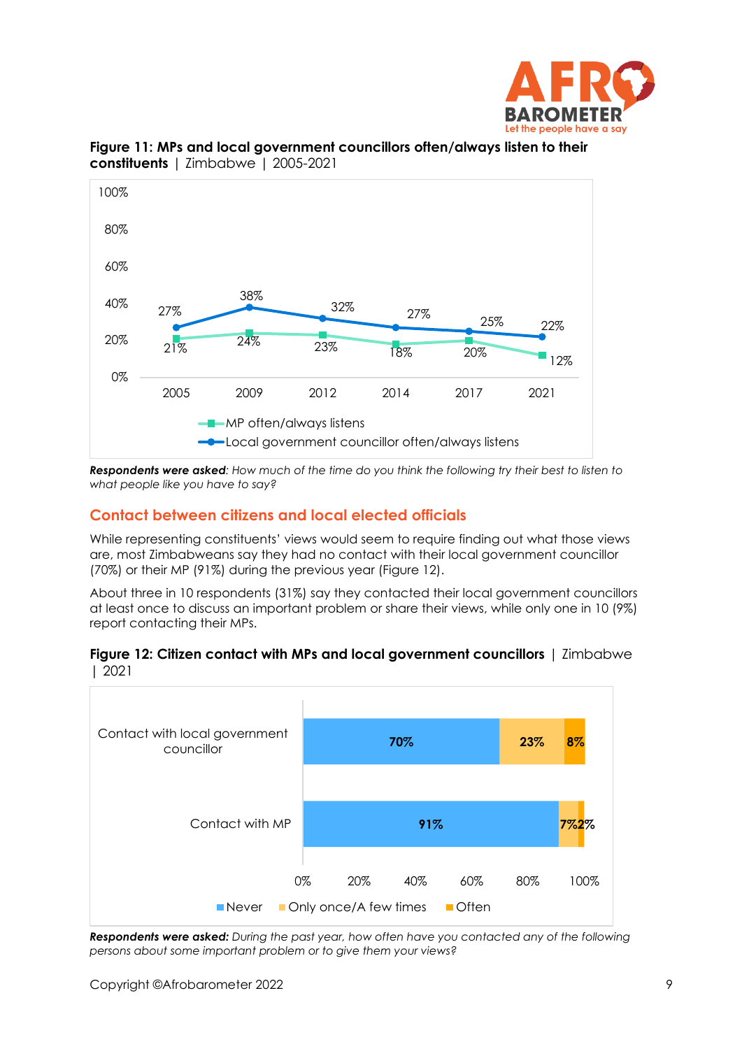**Figure 11: MPs and local government councillors often/always listen to their constituents** | Zimbabwe | 2005-2021

| | 2005 | 2009 | 2012 | 2014 | 2017 | 2021 |
|---|---|---|---|---|---|---|
| MP often/always listens | 21% | 24% | 23% | 18% | 20% | 12% |
| Local government councillor often/always listens | 27% | 38% | 32% | 27% | 25% | 22% |

***Respondents were asked**: How much of the time do you think the following try their best to listen to what people like you have to say?*

## Contact between citizens and local elected officials

While representing constituents' views would seem to require finding out what those views are, most Zimbabweans say they had no contact with their local government councillor (70%) or their MP (91%) during the previous year (Figure 12).

About three in 10 respondents (31%) say they contacted their local government councillors at least once to discuss an important problem or share their views, while only one in 10 (9%) report contacting their MPs.

**Figure 12: Citizen contact with MPs and local government councillors** | Zimbabwe | 2021

| | Never | Only once/A few times | Often |
|---|---|---|---|
| Contact with local government councillor | 70% | 23% | 8% |
| Contact with MP | 91% | 7% | 2% |

***Respondents were asked:** During the past year, how often have you contacted any of the following persons about some important problem or to give them your views?*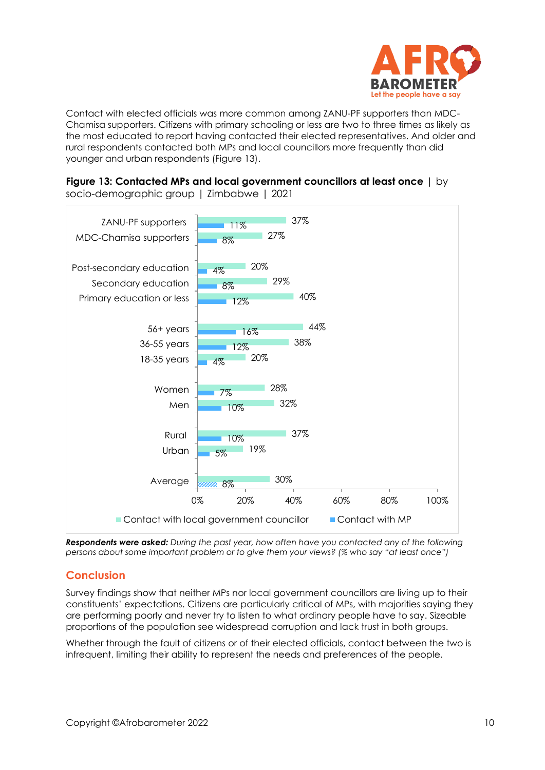Contact with elected officials was more common among ZANU-PF supporters than MDC-Chamisa supporters. Citizens with primary schooling or less are two to three times as likely as the most educated to report having contacted their elected representatives. And older and rural respondents contacted both MPs and local councillors more frequently than did younger and urban respondents (Figure 13).

**Figure 13: Contacted MPs and local government councillors at least once** | by socio-demographic group | Zimbabwe | 2021

| Group | Contact with local government councillor | Contact with MP |
|---|---|---|
| ZANU-PF supporters | 37% | 11% |
| MDC-Chamisa supporters | 27% | 8% |
| Post-secondary education | 20% | 4% |
| Secondary education | 29% | 8% |
| Primary education or less | 40% | 12% |
| 56+ years | 44% | 16% |
| 36-55 years | 38% | 12% |
| 18-35 years | 20% | 4% |
| Women | 28% | 7% |
| Men | 32% | 10% |
| Rural | 37% | 10% |
| Urban | 19% | 5% |
| Average | 30% | 8% |

***Respondents were asked:*** *During the past year, how often have you contacted any of the following persons about some important problem or to give them your views? (% who say "at least once")*

## Conclusion

Survey findings show that neither MPs nor local government councillors are living up to their constituents' expectations. Citizens are particularly critical of MPs, with majorities saying they are performing poorly and never try to listen to what ordinary people have to say. Sizeable proportions of the population see widespread corruption and lack trust in both groups.

Whether through the fault of citizens or of their elected officials, contact between the two is infrequent, limiting their ability to represent the needs and preferences of the people.

Copyright ©Afrobarometer 2022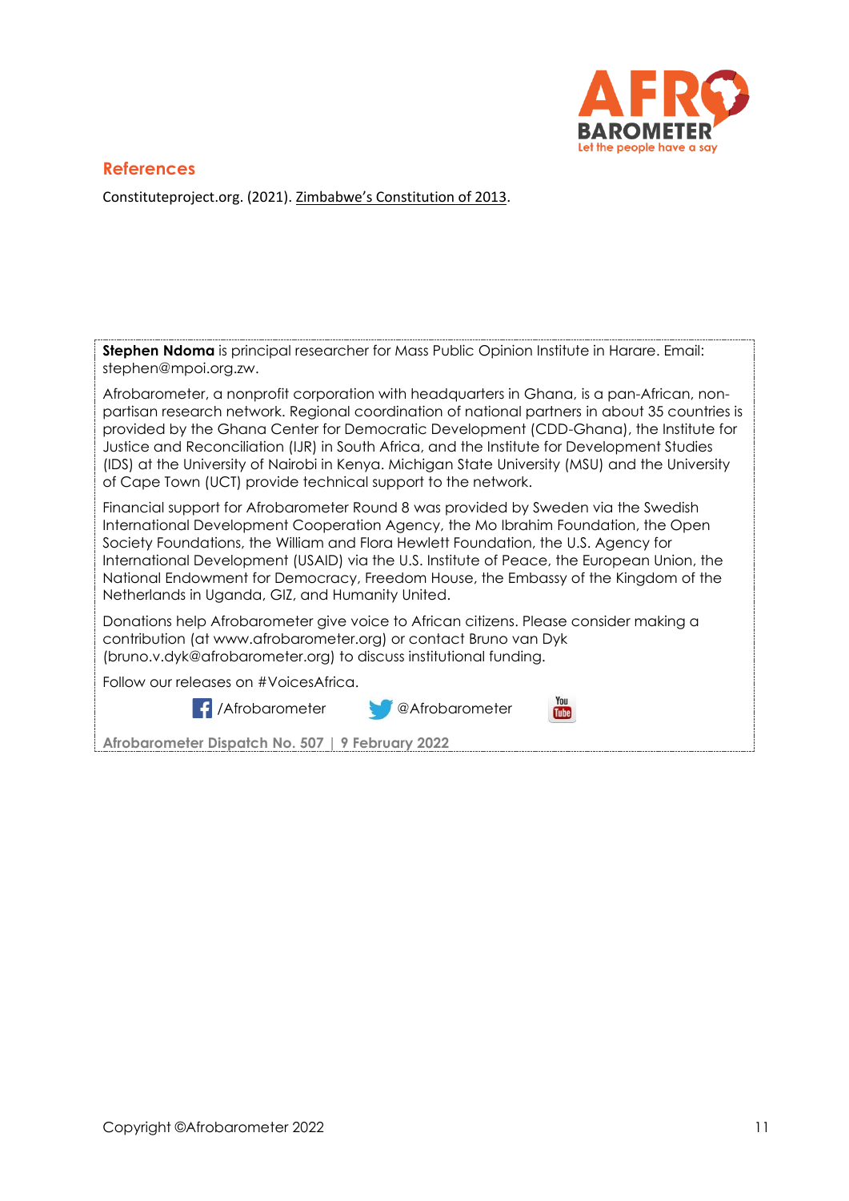## References

Constituteproject.org. (2021). Zimbabwe's Constitution of 2013.

**Stephen Ndoma** is principal researcher for Mass Public Opinion Institute in Harare. Email: stephen@mpoi.org.zw.

Afrobarometer, a nonprofit corporation with headquarters in Ghana, is a pan-African, non-partisan research network. Regional coordination of national partners in about 35 countries is provided by the Ghana Center for Democratic Development (CDD-Ghana), the Institute for Justice and Reconciliation (IJR) in South Africa, and the Institute for Development Studies (IDS) at the University of Nairobi in Kenya. Michigan State University (MSU) and the University of Cape Town (UCT) provide technical support to the network.

Financial support for Afrobarometer Round 8 was provided by Sweden via the Swedish International Development Cooperation Agency, the Mo Ibrahim Foundation, the Open Society Foundations, the William and Flora Hewlett Foundation, the U.S. Agency for International Development (USAID) via the U.S. Institute of Peace, the European Union, the National Endowment for Democracy, Freedom House, the Embassy of the Kingdom of the Netherlands in Uganda, GIZ, and Humanity United.

Donations help Afrobarometer give voice to African citizens. Please consider making a contribution (at www.afrobarometer.org) or contact Bruno van Dyk (bruno.v.dyk@afrobarometer.org) to discuss institutional funding.

Follow our releases on #VoicesAfrica.

/Afrobarometer   @Afrobarometer

**Afrobarometer Dispatch No. 507 | 9 February 2022**